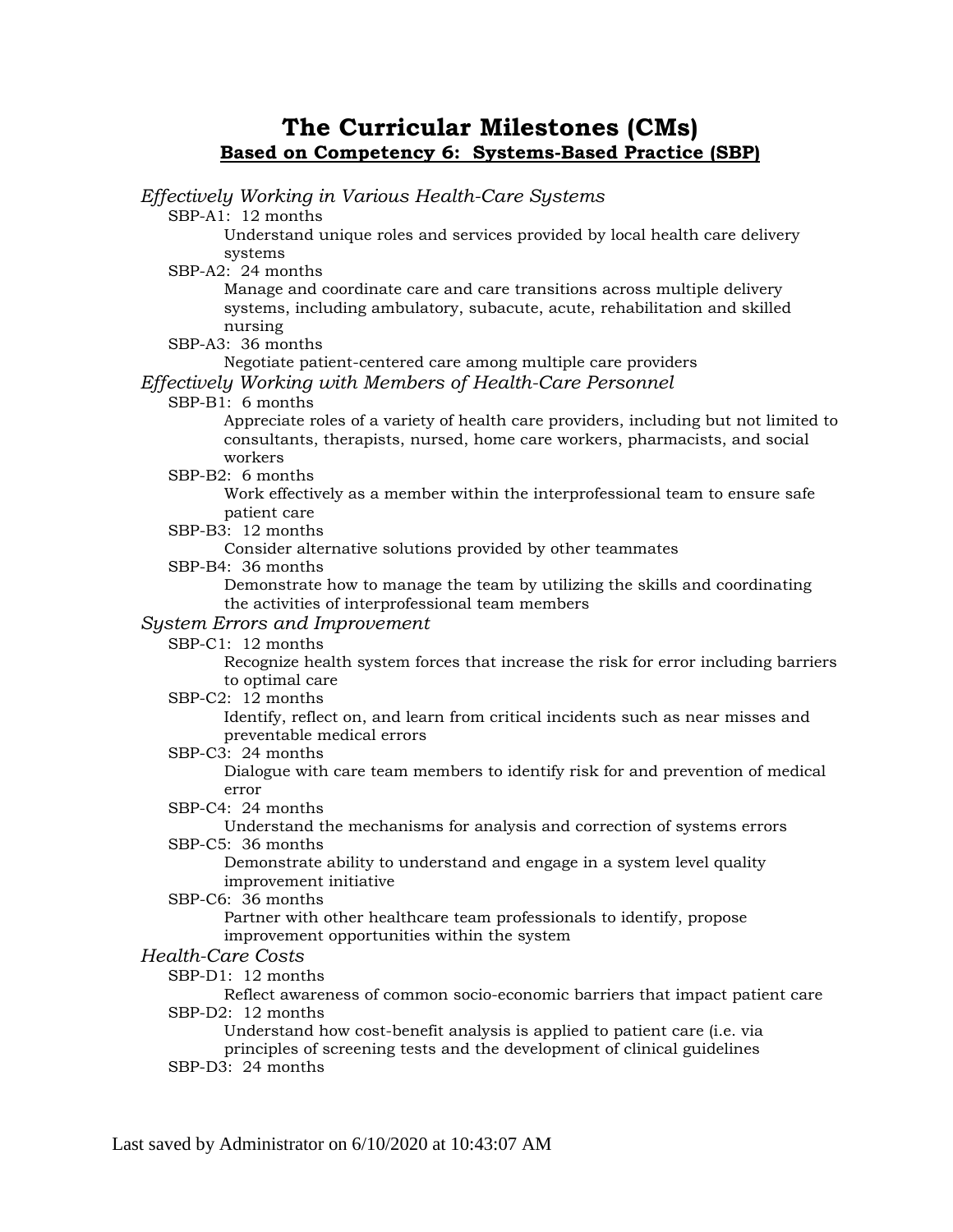# The Curricular Milestones (CMs)

## **Based on Competency 6: Systems-Based Practice (SBP)**

*Effectively Working in Various Health-Care Systems*

- SBP-A1: 12 months
  - Understand unique roles and services provided by local health care delivery systems
- SBP-A2: 24 months
  - Manage and coordinate care and care transitions across multiple delivery systems, including ambulatory, subacute, acute, rehabilitation and skilled nursing
- SBP-A3: 36 months
  - Negotiate patient-centered care among multiple care providers

*Effectively Working with Members of Health-Care Personnel*

- SBP-B1: 6 months
  - Appreciate roles of a variety of health care providers, including but not limited to consultants, therapists, nursed, home care workers, pharmacists, and social workers
- SBP-B2: 6 months
  - Work effectively as a member within the interprofessional team to ensure safe patient care
- SBP-B3: 12 months
  - Consider alternative solutions provided by other teammates
- SBP-B4: 36 months
  - Demonstrate how to manage the team by utilizing the skills and coordinating the activities of interprofessional team members

*System Errors and Improvement*

- SBP-C1: 12 months
  - Recognize health system forces that increase the risk for error including barriers to optimal care
- SBP-C2: 12 months
  - Identify, reflect on, and learn from critical incidents such as near misses and preventable medical errors
- SBP-C3: 24 months
  - Dialogue with care team members to identify risk for and prevention of medical error
- SBP-C4: 24 months
  - Understand the mechanisms for analysis and correction of systems errors
- SBP-C5: 36 months
  - Demonstrate ability to understand and engage in a system level quality improvement initiative
- SBP-C6: 36 months
  - Partner with other healthcare team professionals to identify, propose improvement opportunities within the system

*Health-Care Costs*

- SBP-D1: 12 months
  - Reflect awareness of common socio-economic barriers that impact patient care
- SBP-D2: 12 months
  - Understand how cost-benefit analysis is applied to patient care (i.e. via principles of screening tests and the development of clinical guidelines
- SBP-D3: 24 months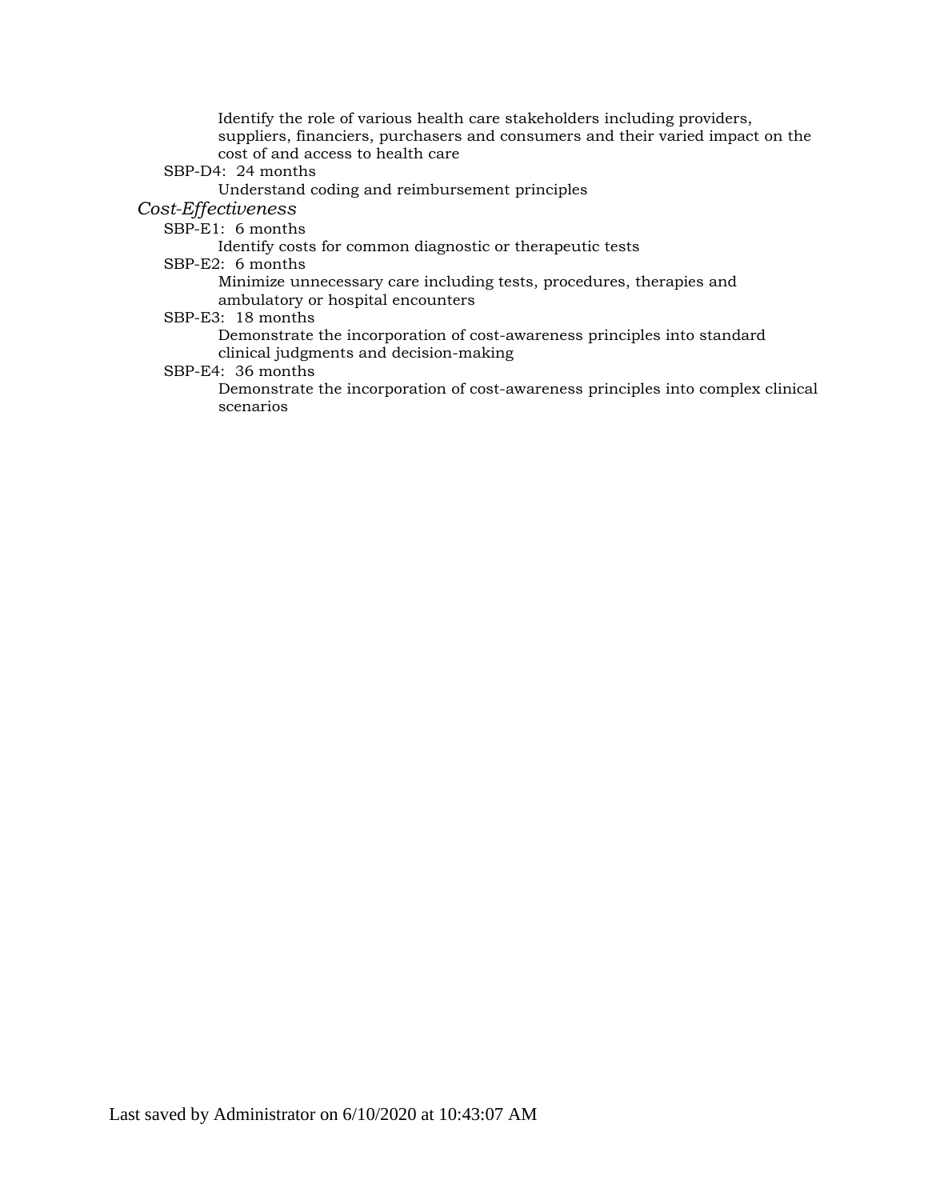Identify the role of various health care stakeholders including providers, suppliers, financiers, purchasers and consumers and their varied impact on the cost of and access to health care

- SBP-D4: 24 months
  - Understand coding and reimbursement principles

*Cost-Effectiveness*

- SBP-E1: 6 months
  - Identify costs for common diagnostic or therapeutic tests
- SBP-E2: 6 months
  - Minimize unnecessary care including tests, procedures, therapies and ambulatory or hospital encounters
- SBP-E3: 18 months
  - Demonstrate the incorporation of cost-awareness principles into standard clinical judgments and decision-making
- SBP-E4: 36 months
  - Demonstrate the incorporation of cost-awareness principles into complex clinical scenarios

Last saved by Administrator on 6/10/2020 at 10:43:07 AM